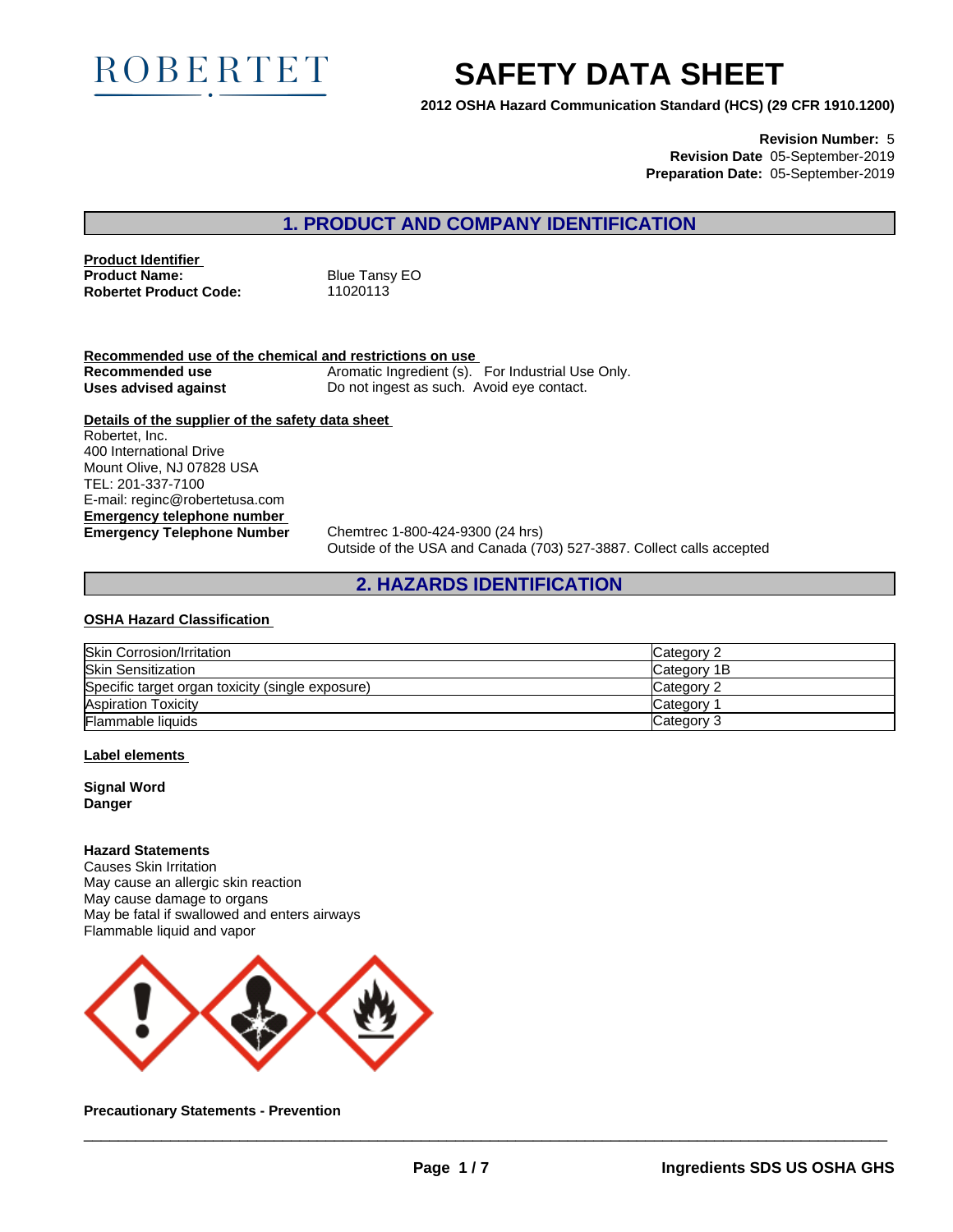ROBERTET

# SAFETY DATA SHEET

**2012 OSHA Hazard Communication Standard (HCS) (29 CFR 1910.1200)**

**Revision Number:** 5
**Revision Date** 05-September-2019
**Preparation Date:** 05-September-2019

## 1. PRODUCT AND COMPANY IDENTIFICATION

**Product Identifier**

**Product Name:** Blue Tansy EO
**Robertet Product Code:** 11020113

**Recommended use of the chemical and restrictions on use**

**Recommended use** Aromatic Ingredient (s). For Industrial Use Only.
**Uses advised against** Do not ingest as such. Avoid eye contact.

**Details of the supplier of the safety data sheet**

Robertet, Inc.
400 International Drive
Mount Olive, NJ 07828 USA
TEL: 201-337-7100
E-mail: reginc@robertetusa.com

**Emergency telephone number**

**Emergency Telephone Number** Chemtrec 1-800-424-9300 (24 hrs)
Outside of the USA and Canada (703) 527-3887. Collect calls accepted

## 2. HAZARDS IDENTIFICATION

**OSHA Hazard Classification**

| Hazard | Category |
|---|---|
| Skin Corrosion/Irritation | Category 2 |
| Skin Sensitization | Category 1B |
| Specific target organ toxicity (single exposure) | Category 2 |
| Aspiration Toxicity | Category 1 |
| Flammable liquids | Category 3 |

**Label elements**

**Signal Word**
**Danger**

**Hazard Statements**
Causes Skin Irritation
May cause an allergic skin reaction
May cause damage to organs
May be fatal if swallowed and enters airways
Flammable liquid and vapor

**Precautionary Statements - Prevention**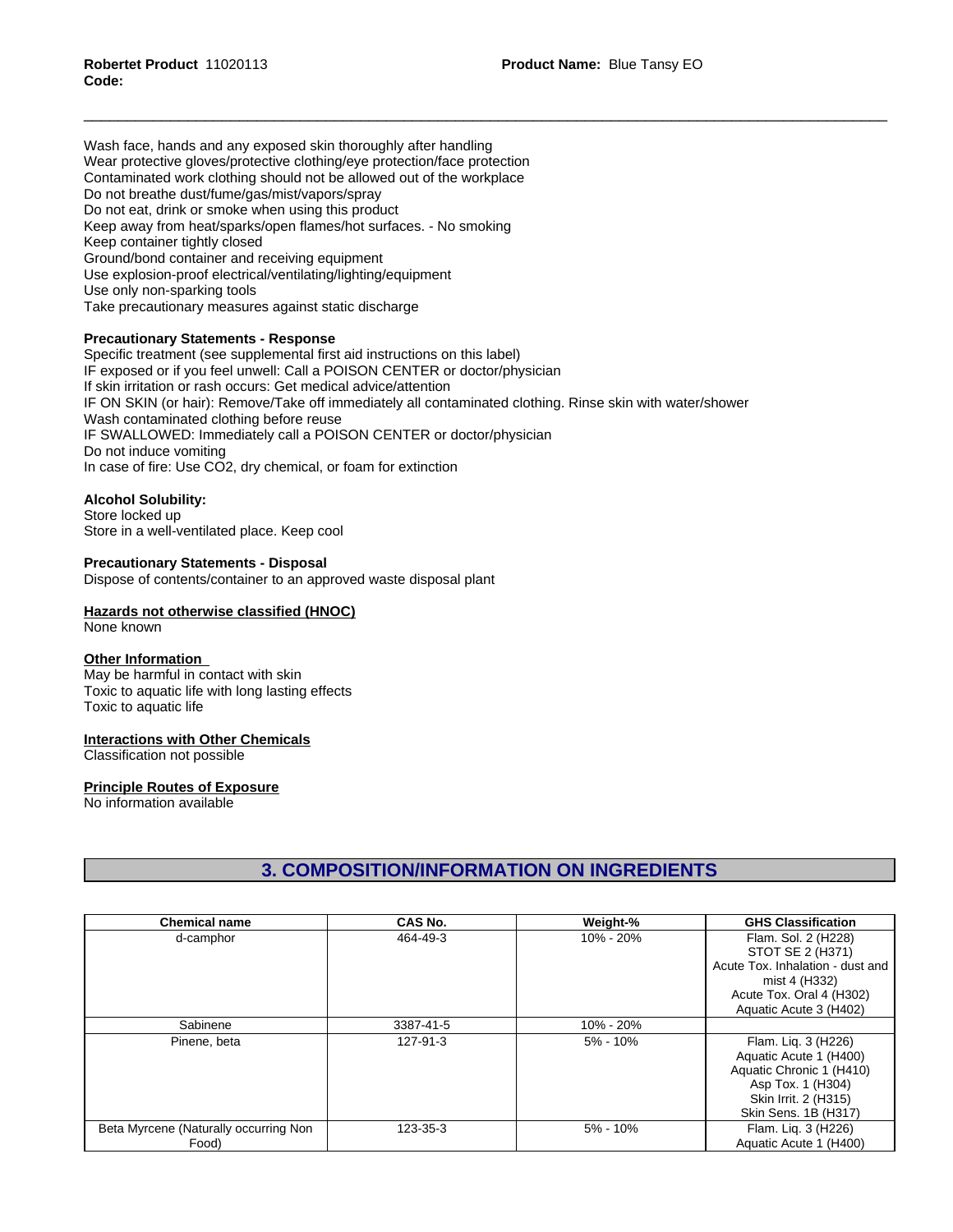Wash face, hands and any exposed skin thoroughly after handling
Wear protective gloves/protective clothing/eye protection/face protection
Contaminated work clothing should not be allowed out of the workplace
Do not breathe dust/fume/gas/mist/vapors/spray
Do not eat, drink or smoke when using this product
Keep away from heat/sparks/open flames/hot surfaces. - No smoking
Keep container tightly closed
Ground/bond container and receiving equipment
Use explosion-proof electrical/ventilating/lighting/equipment
Use only non-sparking tools
Take precautionary measures against static discharge

**Precautionary Statements - Response**

Specific treatment (see supplemental first aid instructions on this label)
IF exposed or if you feel unwell: Call a POISON CENTER or doctor/physician
If skin irritation or rash occurs: Get medical advice/attention
IF ON SKIN (or hair): Remove/Take off immediately all contaminated clothing. Rinse skin with water/shower
Wash contaminated clothing before reuse
IF SWALLOWED: Immediately call a POISON CENTER or doctor/physician
Do not induce vomiting
In case of fire: Use CO2, dry chemical, or foam for extinction

**Alcohol Solubility:**

Store locked up
Store in a well-ventilated place. Keep cool

**Precautionary Statements - Disposal**

Dispose of contents/container to an approved waste disposal plant

**Hazards not otherwise classified (HNOC)**

None known

**Other Information**

May be harmful in contact with skin
Toxic to aquatic life with long lasting effects
Toxic to aquatic life

**Interactions with Other Chemicals**

Classification not possible

**Principle Routes of Exposure**

No information available

## 3. COMPOSITION/INFORMATION ON INGREDIENTS

| Chemical name | CAS No. | Weight-% | GHS Classification |
|---|---|---|---|
| d-camphor | 464-49-3 | 10% - 20% | Flam. Sol. 2 (H228)<br>STOT SE 2 (H371)<br>Acute Tox. Inhalation - dust and mist 4 (H332)<br>Acute Tox. Oral 4 (H302)<br>Aquatic Acute 3 (H402) |
| Sabinene | 3387-41-5 | 10% - 20% | |
| Pinene, beta | 127-91-3 | 5% - 10% | Flam. Liq. 3 (H226)<br>Aquatic Acute 1 (H400)<br>Aquatic Chronic 1 (H410)<br>Asp Tox. 1 (H304)<br>Skin Irrit. 2 (H315)<br>Skin Sens. 1B (H317) |
| Beta Myrcene (Naturally occurring Non Food) | 123-35-3 | 5% - 10% | Flam. Liq. 3 (H226)<br>Aquatic Acute 1 (H400) |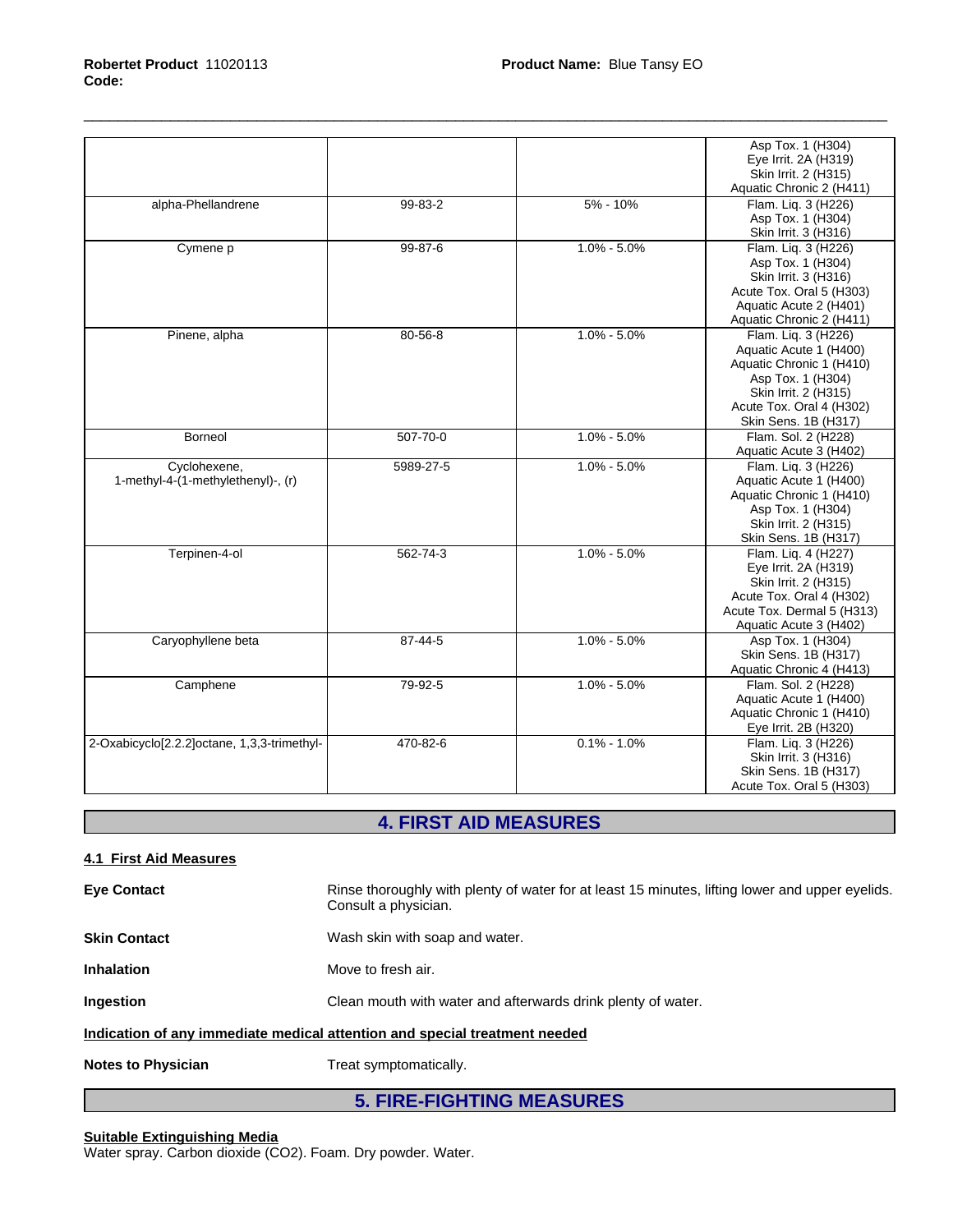| | | | |
|---|---|---|---|
| | | | Asp Tox. 1 (H304)<br>Eye Irrit. 2A (H319)<br>Skin Irrit. 2 (H315)<br>Aquatic Chronic 2 (H411) |
| alpha-Phellandrene | 99-83-2 | 5% - 10% | Flam. Liq. 3 (H226)<br>Asp Tox. 1 (H304)<br>Skin Irrit. 3 (H316) |
| Cymene p | 99-87-6 | 1.0% - 5.0% | Flam. Liq. 3 (H226)<br>Asp Tox. 1 (H304)<br>Skin Irrit. 3 (H316)<br>Acute Tox. Oral 5 (H303)<br>Aquatic Acute 2 (H401)<br>Aquatic Chronic 2 (H411) |
| Pinene, alpha | 80-56-8 | 1.0% - 5.0% | Flam. Liq. 3 (H226)<br>Aquatic Acute 1 (H400)<br>Aquatic Chronic 1 (H410)<br>Asp Tox. 1 (H304)<br>Skin Irrit. 2 (H315)<br>Acute Tox. Oral 4 (H302)<br>Skin Sens. 1B (H317) |
| Borneol | 507-70-0 | 1.0% - 5.0% | Flam. Sol. 2 (H228)<br>Aquatic Acute 3 (H402) |
| Cyclohexene, 1-methyl-4-(1-methylethenyl)-, (r) | 5989-27-5 | 1.0% - 5.0% | Flam. Liq. 3 (H226)<br>Aquatic Acute 1 (H400)<br>Aquatic Chronic 1 (H410)<br>Asp Tox. 1 (H304)<br>Skin Irrit. 2 (H315)<br>Skin Sens. 1B (H317) |
| Terpinen-4-ol | 562-74-3 | 1.0% - 5.0% | Flam. Liq. 4 (H227)<br>Eye Irrit. 2A (H319)<br>Skin Irrit. 2 (H315)<br>Acute Tox. Oral 4 (H302)<br>Acute Tox. Dermal 5 (H313)<br>Aquatic Acute 3 (H402) |
| Caryophyllene beta | 87-44-5 | 1.0% - 5.0% | Asp Tox. 1 (H304)<br>Skin Sens. 1B (H317)<br>Aquatic Chronic 4 (H413) |
| Camphene | 79-92-5 | 1.0% - 5.0% | Flam. Sol. 2 (H228)<br>Aquatic Acute 1 (H400)<br>Aquatic Chronic 1 (H410)<br>Eye Irrit. 2B (H320) |
| 2-Oxabicyclo[2.2.2]octane, 1,3,3-trimethyl- | 470-82-6 | 0.1% - 1.0% | Flam. Liq. 3 (H226)<br>Skin Irrit. 3 (H316)<br>Skin Sens. 1B (H317)<br>Acute Tox. Oral 5 (H303) |

## 4. FIRST AID MEASURES

**4.1 First Aid Measures**

**Eye Contact** Rinse thoroughly with plenty of water for at least 15 minutes, lifting lower and upper eyelids. Consult a physician.

**Skin Contact** Wash skin with soap and water.

**Inhalation** Move to fresh air.

**Ingestion** Clean mouth with water and afterwards drink plenty of water.

**Indication of any immediate medical attention and special treatment needed**

**Notes to Physician** Treat symptomatically.

## 5. FIRE-FIGHTING MEASURES

**Suitable Extinguishing Media**

Water spray. Carbon dioxide ($CO_2$). Foam. Dry powder. Water.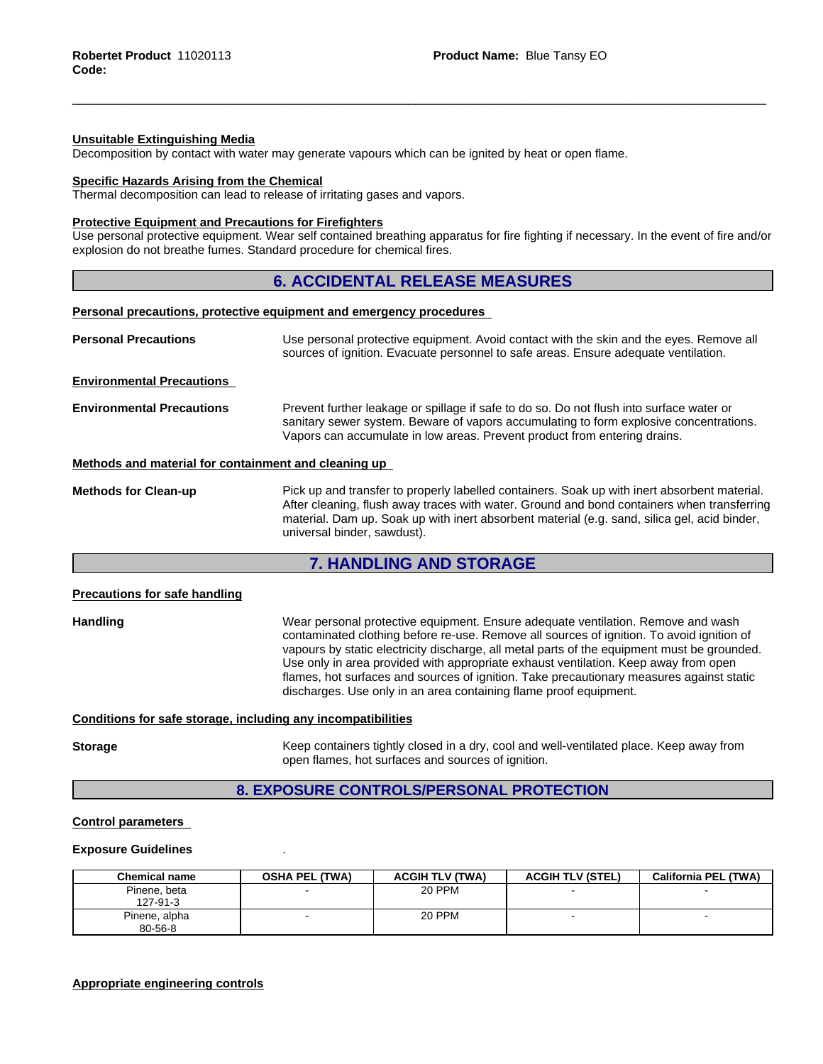#### Unsuitable Extinguishing Media

Decomposition by contact with water may generate vapours which can be ignited by heat or open flame.

#### Specific Hazards Arising from the Chemical

Thermal decomposition can lead to release of irritating gases and vapors.

#### Protective Equipment and Precautions for Firefighters

Use personal protective equipment. Wear self contained breathing apparatus for fire fighting if necessary. In the event of fire and/or explosion do not breathe fumes. Standard procedure for chemical fires.

## 6. ACCIDENTAL RELEASE MEASURES

#### Personal precautions, protective equipment and emergency procedures

**Personal Precautions**

Use personal protective equipment. Avoid contact with the skin and the eyes. Remove all sources of ignition. Evacuate personnel to safe areas. Ensure adequate ventilation.

#### Environmental Precautions

**Environmental Precautions**

Prevent further leakage or spillage if safe to do so. Do not flush into surface water or sanitary sewer system. Beware of vapors accumulating to form explosive concentrations. Vapors can accumulate in low areas. Prevent product from entering drains.

#### Methods and material for containment and cleaning up

**Methods for Clean-up**

Pick up and transfer to properly labelled containers. Soak up with inert absorbent material. After cleaning, flush away traces with water. Ground and bond containers when transferring material. Dam up. Soak up with inert absorbent material (e.g. sand, silica gel, acid binder, universal binder, sawdust).

## 7. HANDLING AND STORAGE

#### Precautions for safe handling

**Handling**

Wear personal protective equipment. Ensure adequate ventilation. Remove and wash contaminated clothing before re-use. Remove all sources of ignition. To avoid ignition of vapours by static electricity discharge, all metal parts of the equipment must be grounded. Use only in area provided with appropriate exhaust ventilation. Keep away from open flames, hot surfaces and sources of ignition. Take precautionary measures against static discharges. Use only in an area containing flame proof equipment.

#### Conditions for safe storage, including any incompatibilities

**Storage**

Keep containers tightly closed in a dry, cool and well-ventilated place. Keep away from open flames, hot surfaces and sources of ignition.

## 8. EXPOSURE CONTROLS/PERSONAL PROTECTION

#### Control parameters

**Exposure Guidelines** .

| Chemical name | OSHA PEL (TWA) | ACGIH TLV (TWA) | ACGIH TLV (STEL) | California PEL (TWA) |
|---|---|---|---|---|
| Pinene, beta 127-91-3 | - | 20 PPM | - | - |
| Pinene, alpha 80-56-8 | - | 20 PPM | - | - |

#### Appropriate engineering controls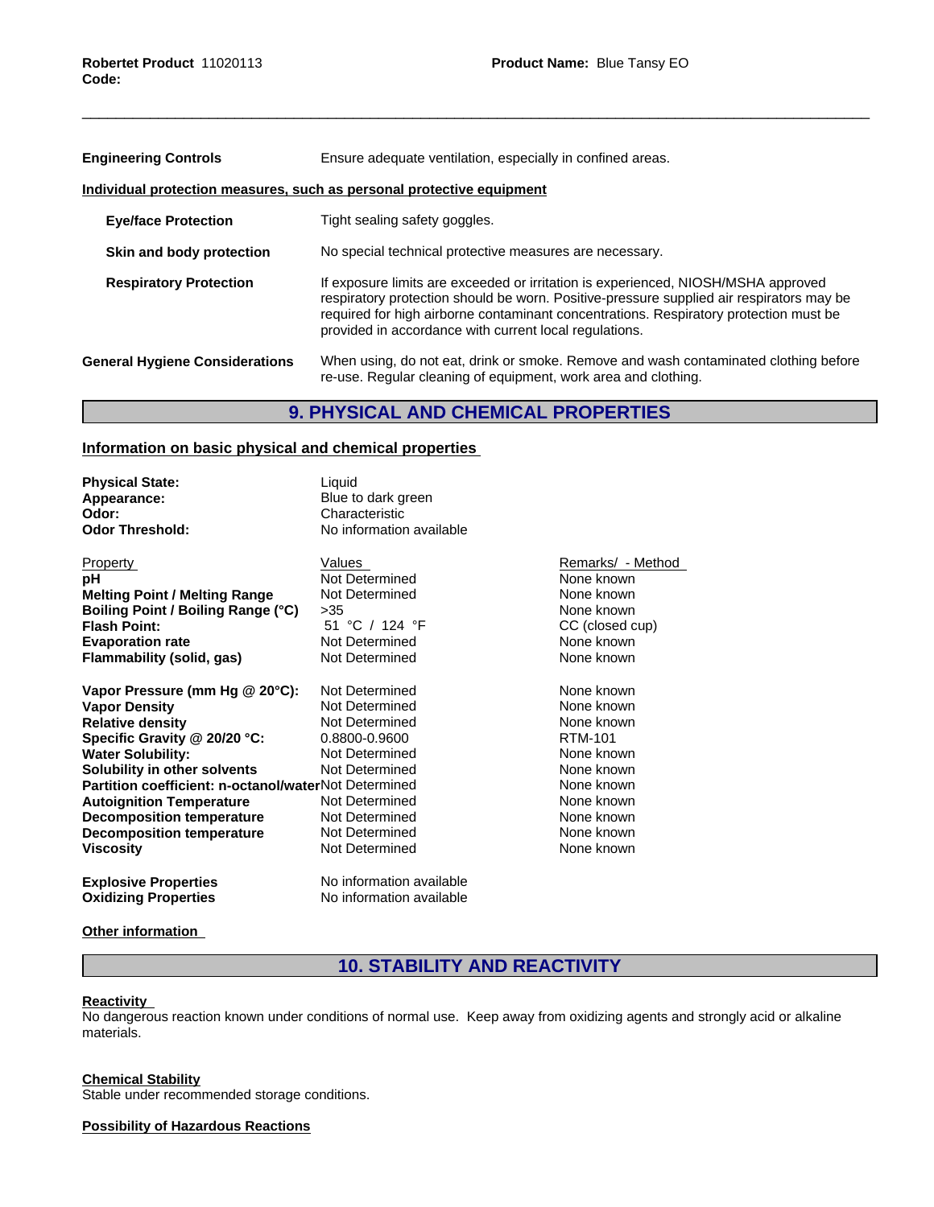| | |
|---|---|
| **Engineering Controls** | Ensure adequate ventilation, especially in confined areas. |

**Individual protection measures, such as personal protective equipment**

| | |
|---|---|
| **Eye/face Protection** | Tight sealing safety goggles. |
| **Skin and body protection** | No special technical protective measures are necessary. |
| **Respiratory Protection** | If exposure limits are exceeded or irritation is experienced, NIOSH/MSHA approved respiratory protection should be worn. Positive-pressure supplied air respirators may be required for high airborne contaminant concentrations. Respiratory protection must be provided in accordance with current local regulations. |
| **General Hygiene Considerations** | When using, do not eat, drink or smoke. Remove and wash contaminated clothing before re-use. Regular cleaning of equipment, work area and clothing. |

## 9. PHYSICAL AND CHEMICAL PROPERTIES

**Information on basic physical and chemical properties**

| | |
|---|---|
| **Physical State:** | Liquid |
| **Appearance:** | Blue to dark green |
| **Odor:** | Characteristic |
| **Odor Threshold:** | No information available |

| Property | Values | Remarks/ - Method |
|---|---|---|
| **pH** | Not Determined | None known |
| **Melting Point / Melting Range** | Not Determined | None known |
| **Boiling Point / Boiling Range (°C)** | >35 | None known |
| **Flash Point:** | 51 °C / 124 °F | CC (closed cup) |
| **Evaporation rate** | Not Determined | None known |
| **Flammability (solid, gas)** | Not Determined | None known |
| **Vapor Pressure (mm Hg @ 20°C):** | Not Determined | None known |
| **Vapor Density** | Not Determined | None known |
| **Relative density** | Not Determined | None known |
| **Specific Gravity @ 20/20 °C:** | 0.8800-0.9600 | RTM-101 |
| **Water Solubility:** | Not Determined | None known |
| **Solubility in other solvents** | Not Determined | None known |
| **Partition coefficient: n-octanol/water** | Not Determined | None known |
| **Autoignition Temperature** | Not Determined | None known |
| **Decomposition temperature** | Not Determined | None known |
| **Decomposition temperature** | Not Determined | None known |
| **Viscosity** | Not Determined | None known |

| | |
|---|---|
| **Explosive Properties** | No information available |
| **Oxidizing Properties** | No information available |

**Other information**

## 10. STABILITY AND REACTIVITY

**Reactivity**

No dangerous reaction known under conditions of normal use. Keep away from oxidizing agents and strongly acid or alkaline materials.

**Chemical Stability**

Stable under recommended storage conditions.

**Possibility of Hazardous Reactions**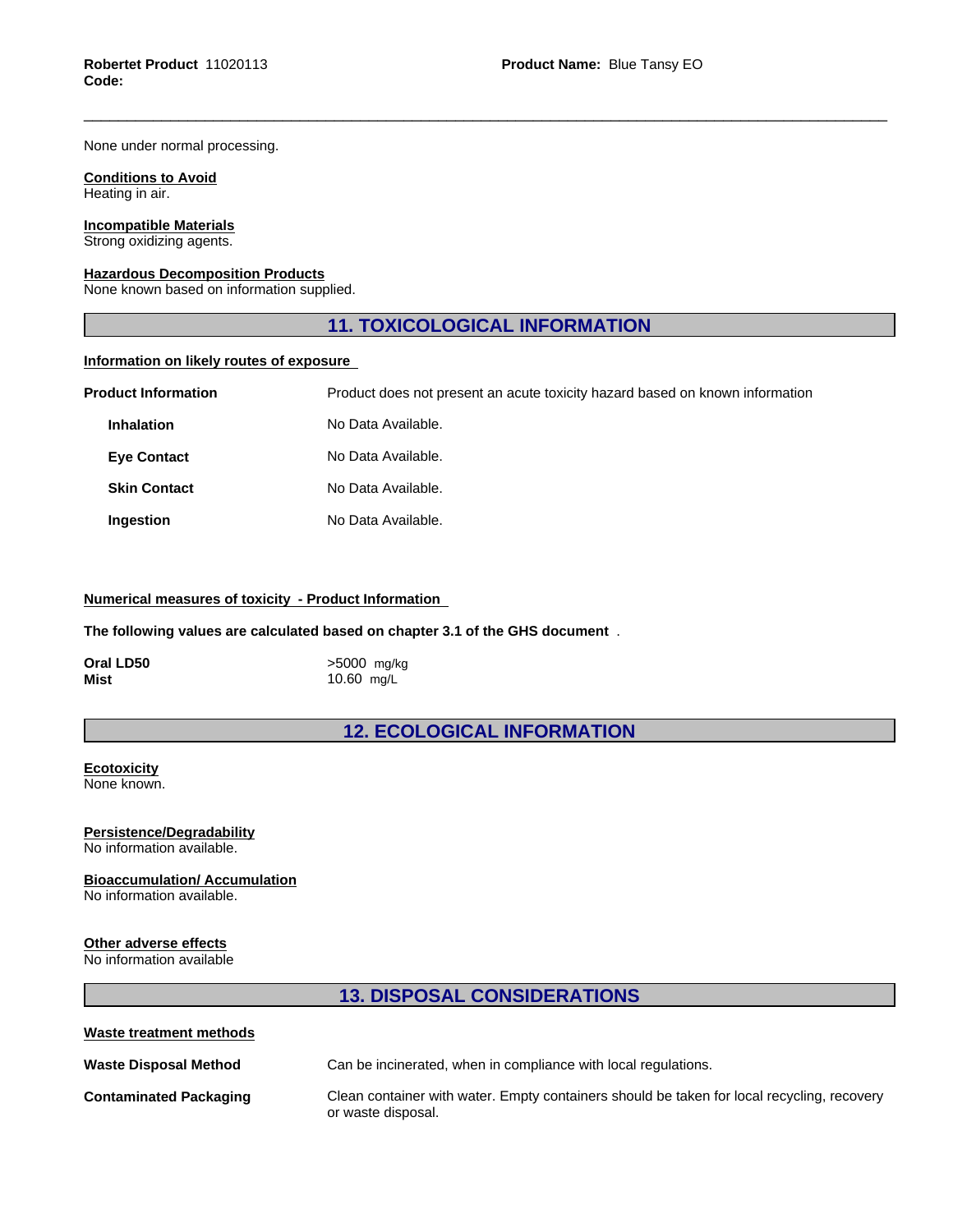None under normal processing.

**Conditions to Avoid**
Heating in air.

**Incompatible Materials**
Strong oxidizing agents.

**Hazardous Decomposition Products**
None known based on information supplied.

## 11. TOXICOLOGICAL INFORMATION

**Information on likely routes of exposure**

| | |
|---|---|
| **Product Information** | Product does not present an acute toxicity hazard based on known information |
| **Inhalation** | No Data Available. |
| **Eye Contact** | No Data Available. |
| **Skin Contact** | No Data Available. |
| **Ingestion** | No Data Available. |

**Numerical measures of toxicity - Product Information**

**The following values are calculated based on chapter 3.1 of the GHS document** .

| | |
|---|---|
| **Oral LD50** | >5000 mg/kg |
| **Mist** | 10.60 mg/L |

## 12. ECOLOGICAL INFORMATION

**Ecotoxicity**
None known.

**Persistence/Degradability**
No information available.

**Bioaccumulation/ Accumulation**
No information available.

**Other adverse effects**
No information available

## 13. DISPOSAL CONSIDERATIONS

**Waste treatment methods**

| | |
|---|---|
| **Waste Disposal Method** | Can be incinerated, when in compliance with local regulations. |
| **Contaminated Packaging** | Clean container with water. Empty containers should be taken for local recycling, recovery or waste disposal. |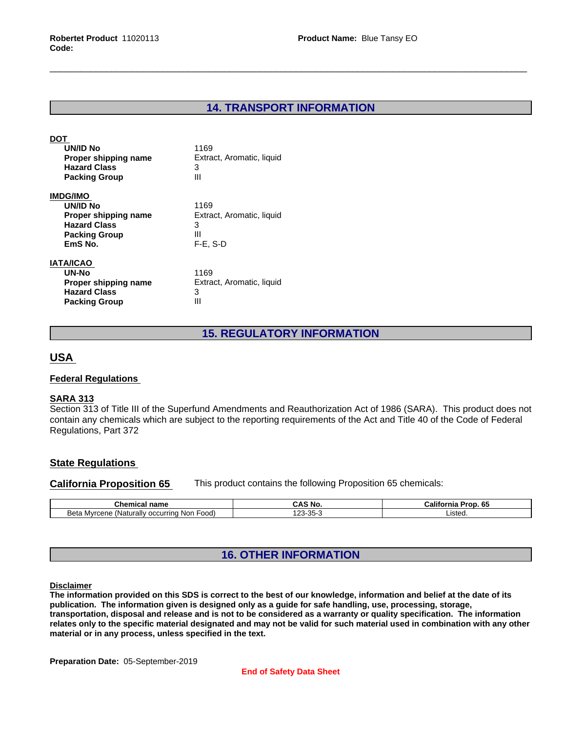## 14. TRANSPORT INFORMATION

**DOT**

| | |
|---|---|
| **UN/ID No** | 1169 |
| **Proper shipping name** | Extract, Aromatic, liquid |
| **Hazard Class** | 3 |
| **Packing Group** | III |

**IMDG/IMO**

| | |
|---|---|
| **UN/ID No** | 1169 |
| **Proper shipping name** | Extract, Aromatic, liquid |
| **Hazard Class** | 3 |
| **Packing Group** | III |
| **EmS No.** | F-E, S-D |

**IATA/ICAO**

| | |
|---|---|
| **UN-No** | 1169 |
| **Proper shipping name** | Extract, Aromatic, liquid |
| **Hazard Class** | 3 |
| **Packing Group** | III |

## 15. REGULATORY INFORMATION

### USA

#### Federal Regulations

**SARA 313**

Section 313 of Title III of the Superfund Amendments and Reauthorization Act of 1986 (SARA). This product does not contain any chemicals which are subject to the reporting requirements of the Act and Title 40 of the Code of Federal Regulations, Part 372

#### State Regulations

**California Proposition 65** This product contains the following Proposition 65 chemicals:

| Chemical name | CAS No. | California Prop. 65 |
|---|---|---|
| Beta Myrcene (Naturally occurring Non Food) | 123-35-3 | Listed. |

## 16. OTHER INFORMATION

**Disclaimer**

**The information provided on this SDS is correct to the best of our knowledge, information and belief at the date of its publication. The information given is designed only as a guide for safe handling, use, processing, storage, transportation, disposal and release and is not to be considered as a warranty or quality specification. The information relates only to the specific material designated and may not be valid for such material used in combination with any other material or in any process, unless specified in the text.**

**Preparation Date:** 05-September-2019

**End of Safety Data Sheet**